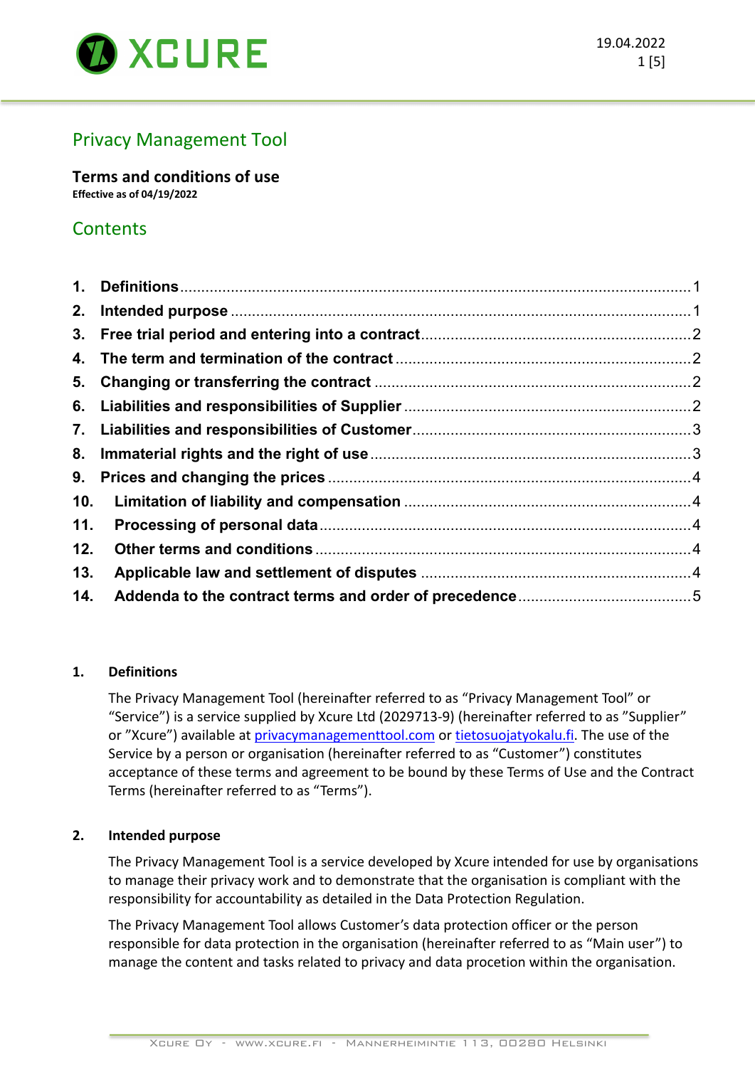# Privacy Management Tool

**Terms and conditions of use**
**Effective as of 04/19/2022**

## Contents

1. **Definitions** .......... 1
2. **Intended purpose** .......... 1
3. **Free trial period and entering into a contract** .......... 2
4. **The term and termination of the contract** .......... 2
5. **Changing or transferring the contract** .......... 2
6. **Liabilities and responsibilities of Supplier** .......... 2
7. **Liabilities and responsibilities of Customer** .......... 3
8. **Immaterial rights and the right of use** .......... 3
9. **Prices and changing the prices** .......... 4
10. **Limitation of liability and compensation** .......... 4
11. **Processing of personal data** .......... 4
12. **Other terms and conditions** .......... 4
13. **Applicable law and settlement of disputes** .......... 4
14. **Addenda to the contract terms and order of precedence** .......... 5

### 1. Definitions

The Privacy Management Tool (hereinafter referred to as "Privacy Management Tool" or "Service") is a service supplied by Xcure Ltd (2029713-9) (hereinafter referred to as "Supplier" or "Xcure") available at [privacymanagementtool.com](privacymanagementtool.com) or [tietosuojatyokalu.fi](tietosuojatyokalu.fi). The use of the Service by a person or organisation (hereinafter referred to as "Customer") constitutes acceptance of these terms and agreement to be bound by these Terms of Use and the Contract Terms (hereinafter referred to as "Terms").

### 2. Intended purpose

The Privacy Management Tool is a service developed by Xcure intended for use by organisations to manage their privacy work and to demonstrate that the organisation is compliant with the responsibility for accountability as detailed in the Data Protection Regulation.

The Privacy Management Tool allows Customer's data protection officer or the person responsible for data protection in the organisation (hereinafter referred to as "Main user") to manage the content and tasks related to privacy and data procetion within the organisation.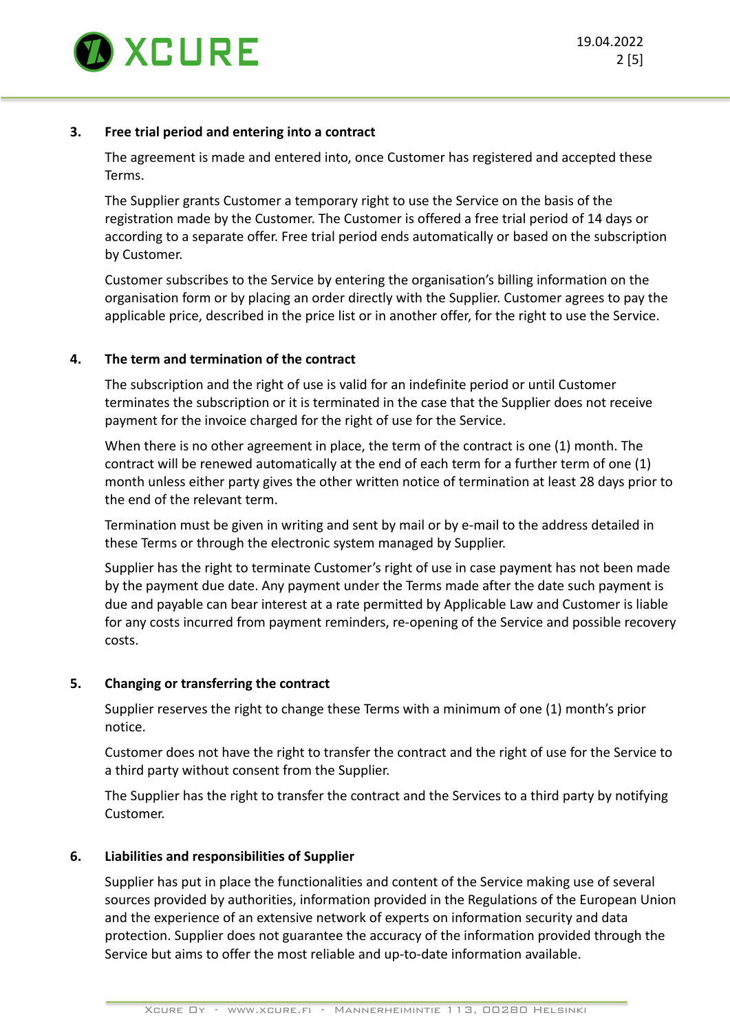## 3. Free trial period and entering into a contract

The agreement is made and entered into, once Customer has registered and accepted these Terms.

The Supplier grants Customer a temporary right to use the Service on the basis of the registration made by the Customer. The Customer is offered a free trial period of 14 days or according to a separate offer. Free trial period ends automatically or based on the subscription by Customer.

Customer subscribes to the Service by entering the organisation's billing information on the organisation form or by placing an order directly with the Supplier. Customer agrees to pay the applicable price, described in the price list or in another offer, for the right to use the Service.

## 4. The term and termination of the contract

The subscription and the right of use is valid for an indefinite period or until Customer terminates the subscription or it is terminated in the case that the Supplier does not receive payment for the invoice charged for the right of use for the Service.

When there is no other agreement in place, the term of the contract is one (1) month. The contract will be renewed automatically at the end of each term for a further term of one (1) month unless either party gives the other written notice of termination at least 28 days prior to the end of the relevant term.

Termination must be given in writing and sent by mail or by e-mail to the address detailed in these Terms or through the electronic system managed by Supplier.

Supplier has the right to terminate Customer's right of use in case payment has not been made by the payment due date. Any payment under the Terms made after the date such payment is due and payable can bear interest at a rate permitted by Applicable Law and Customer is liable for any costs incurred from payment reminders, re-opening of the Service and possible recovery costs.

## 5. Changing or transferring the contract

Supplier reserves the right to change these Terms with a minimum of one (1) month's prior notice.

Customer does not have the right to transfer the contract and the right of use for the Service to a third party without consent from the Supplier.

The Supplier has the right to transfer the contract and the Services to a third party by notifying Customer.

## 6. Liabilities and responsibilities of Supplier

Supplier has put in place the functionalities and content of the Service making use of several sources provided by authorities, information provided in the Regulations of the European Union and the experience of an extensive network of experts on information security and data protection. Supplier does not guarantee the accuracy of the information provided through the Service but aims to offer the most reliable and up-to-date information available.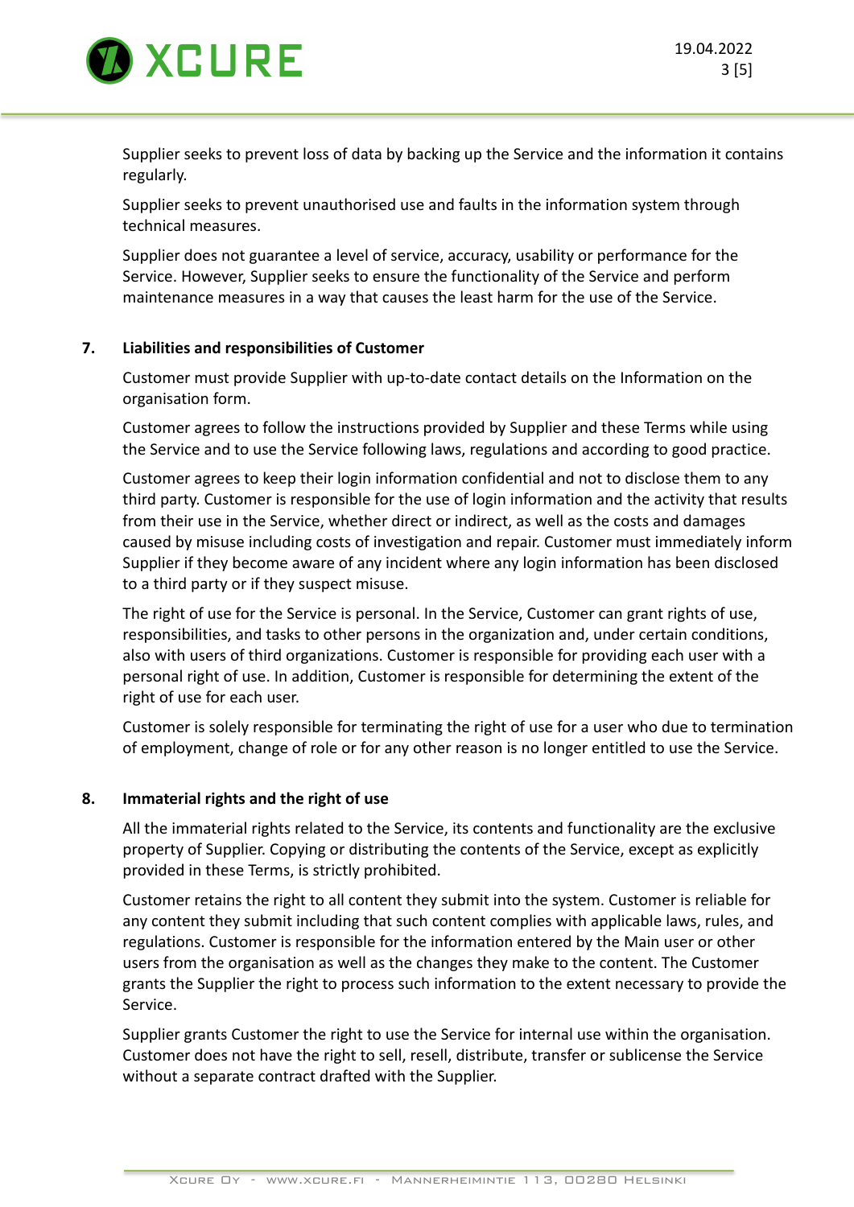Supplier seeks to prevent loss of data by backing up the Service and the information it contains regularly.

Supplier seeks to prevent unauthorised use and faults in the information system through technical measures.

Supplier does not guarantee a level of service, accuracy, usability or performance for the Service. However, Supplier seeks to ensure the functionality of the Service and perform maintenance measures in a way that causes the least harm for the use of the Service.

## 7. Liabilities and responsibilities of Customer

Customer must provide Supplier with up-to-date contact details on the Information on the organisation form.

Customer agrees to follow the instructions provided by Supplier and these Terms while using the Service and to use the Service following laws, regulations and according to good practice.

Customer agrees to keep their login information confidential and not to disclose them to any third party. Customer is responsible for the use of login information and the activity that results from their use in the Service, whether direct or indirect, as well as the costs and damages caused by misuse including costs of investigation and repair. Customer must immediately inform Supplier if they become aware of any incident where any login information has been disclosed to a third party or if they suspect misuse.

The right of use for the Service is personal. In the Service, Customer can grant rights of use, responsibilities, and tasks to other persons in the organization and, under certain conditions, also with users of third organizations. Customer is responsible for providing each user with a personal right of use. In addition, Customer is responsible for determining the extent of the right of use for each user.

Customer is solely responsible for terminating the right of use for a user who due to termination of employment, change of role or for any other reason is no longer entitled to use the Service.

## 8. Immaterial rights and the right of use

All the immaterial rights related to the Service, its contents and functionality are the exclusive property of Supplier. Copying or distributing the contents of the Service, except as explicitly provided in these Terms, is strictly prohibited.

Customer retains the right to all content they submit into the system. Customer is reliable for any content they submit including that such content complies with applicable laws, rules, and regulations. Customer is responsible for the information entered by the Main user or other users from the organisation as well as the changes they make to the content. The Customer grants the Supplier the right to process such information to the extent necessary to provide the Service.

Supplier grants Customer the right to use the Service for internal use within the organisation. Customer does not have the right to sell, resell, distribute, transfer or sublicense the Service without a separate contract drafted with the Supplier.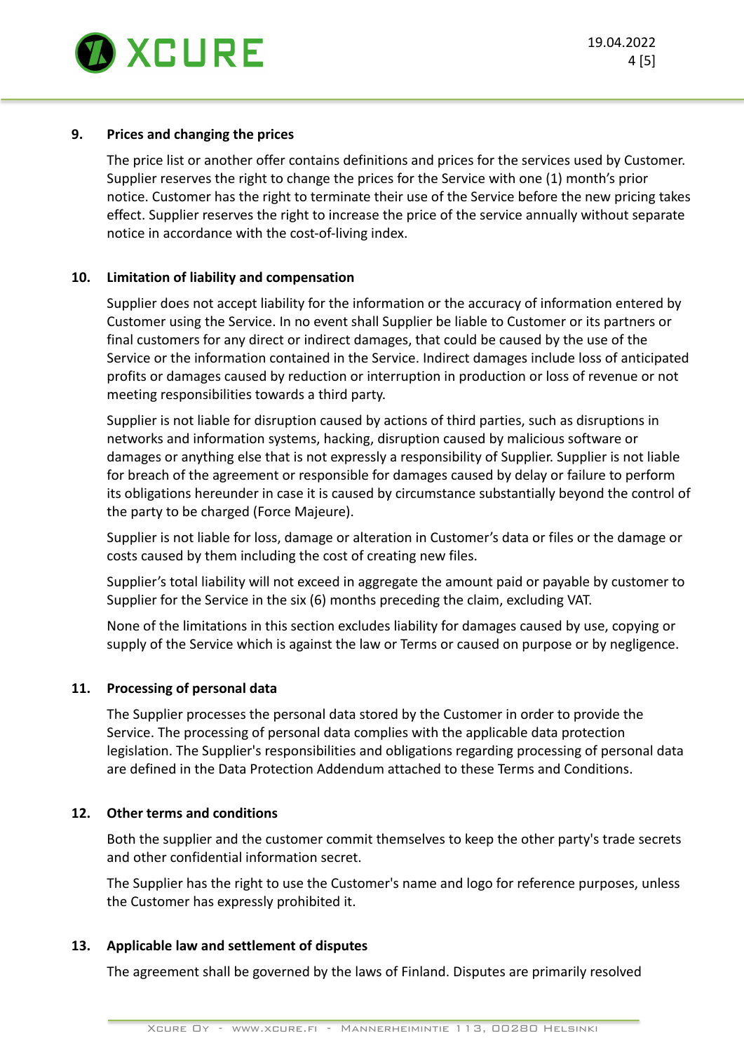## 9. Prices and changing the prices

The price list or another offer contains definitions and prices for the services used by Customer. Supplier reserves the right to change the prices for the Service with one (1) month's prior notice. Customer has the right to terminate their use of the Service before the new pricing takes effect. Supplier reserves the right to increase the price of the service annually without separate notice in accordance with the cost-of-living index.

## 10. Limitation of liability and compensation

Supplier does not accept liability for the information or the accuracy of information entered by Customer using the Service. In no event shall Supplier be liable to Customer or its partners or final customers for any direct or indirect damages, that could be caused by the use of the Service or the information contained in the Service. Indirect damages include loss of anticipated profits or damages caused by reduction or interruption in production or loss of revenue or not meeting responsibilities towards a third party.

Supplier is not liable for disruption caused by actions of third parties, such as disruptions in networks and information systems, hacking, disruption caused by malicious software or damages or anything else that is not expressly a responsibility of Supplier. Supplier is not liable for breach of the agreement or responsible for damages caused by delay or failure to perform its obligations hereunder in case it is caused by circumstance substantially beyond the control of the party to be charged (Force Majeure).

Supplier is not liable for loss, damage or alteration in Customer's data or files or the damage or costs caused by them including the cost of creating new files.

Supplier's total liability will not exceed in aggregate the amount paid or payable by customer to Supplier for the Service in the six (6) months preceding the claim, excluding VAT.

None of the limitations in this section excludes liability for damages caused by use, copying or supply of the Service which is against the law or Terms or caused on purpose or by negligence.

## 11. Processing of personal data

The Supplier processes the personal data stored by the Customer in order to provide the Service. The processing of personal data complies with the applicable data protection legislation. The Supplier's responsibilities and obligations regarding processing of personal data are defined in the Data Protection Addendum attached to these Terms and Conditions.

## 12. Other terms and conditions

Both the supplier and the customer commit themselves to keep the other party's trade secrets and other confidential information secret.

The Supplier has the right to use the Customer's name and logo for reference purposes, unless the Customer has expressly prohibited it.

## 13. Applicable law and settlement of disputes

The agreement shall be governed by the laws of Finland. Disputes are primarily resolved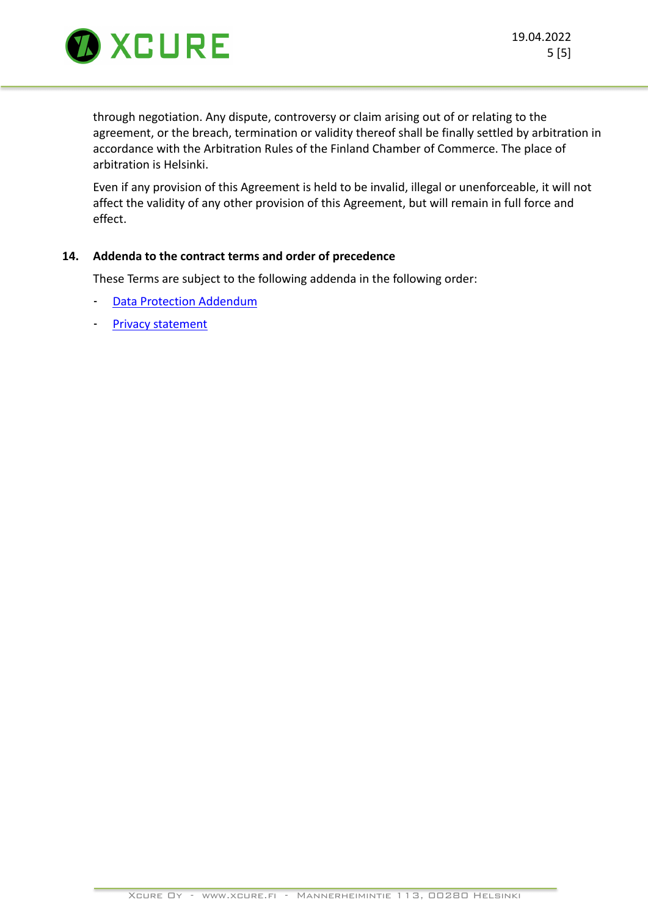through negotiation. Any dispute, controversy or claim arising out of or relating to the agreement, or the breach, termination or validity thereof shall be finally settled by arbitration in accordance with the Arbitration Rules of the Finland Chamber of Commerce. The place of arbitration is Helsinki.

Even if any provision of this Agreement is held to be invalid, illegal or unenforceable, it will not affect the validity of any other provision of this Agreement, but will remain in full force and effect.

## 14. Addenda to the contract terms and order of precedence

These Terms are subject to the following addenda in the following order:

- Data Protection Addendum
- Privacy statement